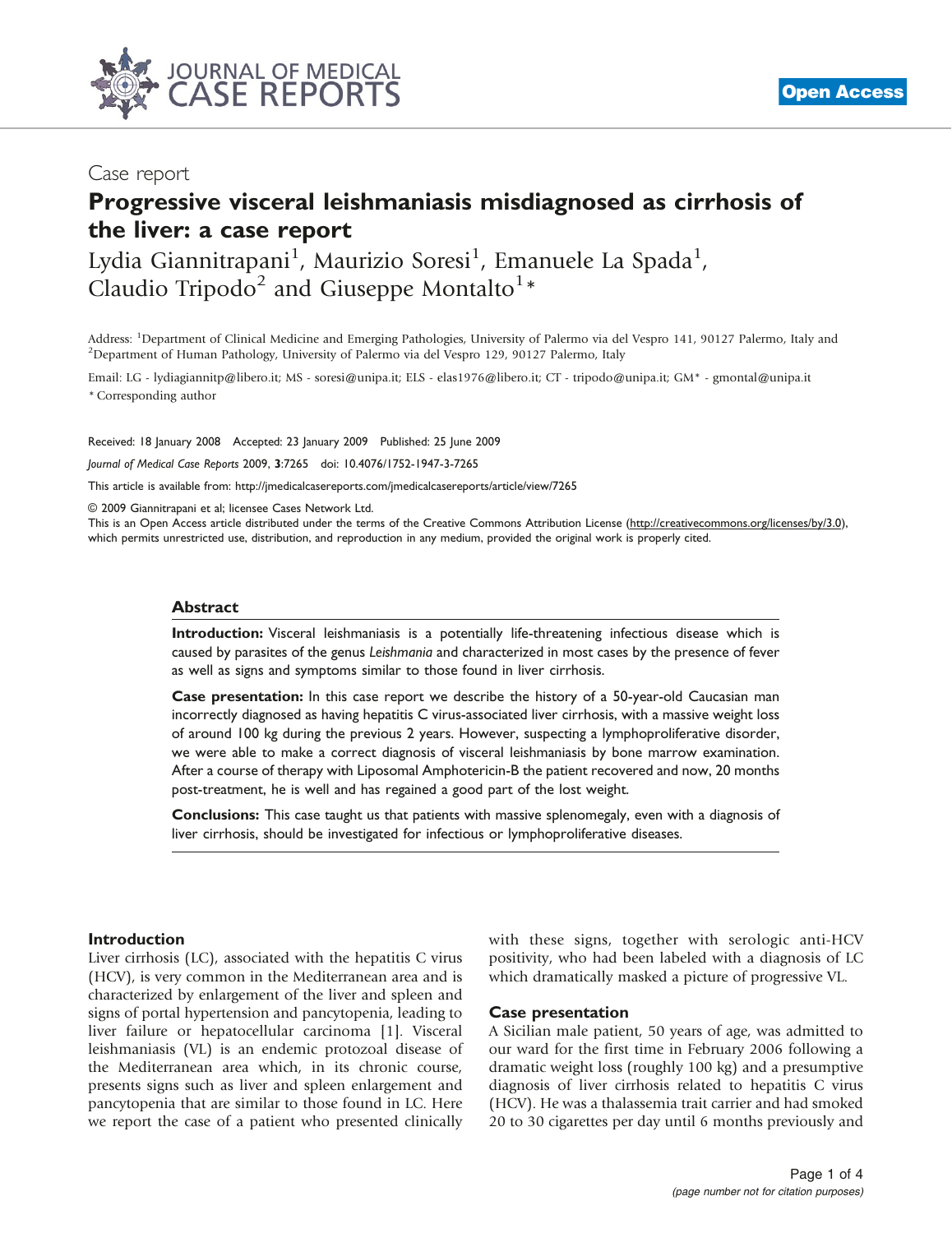Case report

# Progressive visceral leishmaniasis misdiagnosed as cirrhosis of the liver: a case report

Lydia Giannitrapani[1], Maurizio Soresi[1], Emanuele La Spada[1], Claudio Tripodo[2] and Giuseppe Montalto[1]*

Address: [1]Department of Clinical Medicine and Emerging Pathologies, University of Palermo via del Vespro 141, 90127 Palermo, Italy and [2]Department of Human Pathology, University of Palermo via del Vespro 129, 90127 Palermo, Italy

Email: LG - lydiagiannitp@libero.it; MS - soresi@unipa.it; ELS - elas1976@libero.it; CT - tripodo@unipa.it; GM* - gmontal@unipa.it

* Corresponding author

Received: 18 January 2008 Accepted: 23 January 2009 Published: 25 June 2009

*Journal of Medical Case Reports* 2009, **3**:7265 doi: 10.4076/1752-1947-3-7265

This article is available from: http://jmedicalcasereports.com/jmedicalcasereports/article/view/7265

© 2009 Giannitrapani et al; licensee Cases Network Ltd.

This is an Open Access article distributed under the terms of the Creative Commons Attribution License (http://creativecommons.org/licenses/by/3.0), which permits unrestricted use, distribution, and reproduction in any medium, provided the original work is properly cited.

## Abstract

**Introduction:** Visceral leishmaniasis is a potentially life-threatening infectious disease which is caused by parasites of the genus *Leishmania* and characterized in most cases by the presence of fever as well as signs and symptoms similar to those found in liver cirrhosis.

**Case presentation:** In this case report we describe the history of a 50-year-old Caucasian man incorrectly diagnosed as having hepatitis C virus-associated liver cirrhosis, with a massive weight loss of around 100 kg during the previous 2 years. However, suspecting a lymphoproliferative disorder, we were able to make a correct diagnosis of visceral leishmaniasis by bone marrow examination. After a course of therapy with Liposomal Amphotericin-B the patient recovered and now, 20 months post-treatment, he is well and has regained a good part of the lost weight.

**Conclusions:** This case taught us that patients with massive splenomegaly, even with a diagnosis of liver cirrhosis, should be investigated for infectious or lymphoproliferative diseases.

## Introduction

Liver cirrhosis (LC), associated with the hepatitis C virus (HCV), is very common in the Mediterranean area and is characterized by enlargement of the liver and spleen and signs of portal hypertension and pancytopenia, leading to liver failure or hepatocellular carcinoma [1]. Visceral leishmaniasis (VL) is an endemic protozoal disease of the Mediterranean area which, in its chronic course, presents signs such as liver and spleen enlargement and pancytopenia that are similar to those found in LC. Here we report the case of a patient who presented clinically with these signs, together with serologic anti-HCV positivity, who had been labeled with a diagnosis of LC which dramatically masked a picture of progressive VL.

## Case presentation

A Sicilian male patient, 50 years of age, was admitted to our ward for the first time in February 2006 following a dramatic weight loss (roughly 100 kg) and a presumptive diagnosis of liver cirrhosis related to hepatitis C virus (HCV). He was a thalassemia trait carrier and had smoked 20 to 30 cigarettes per day until 6 months previously and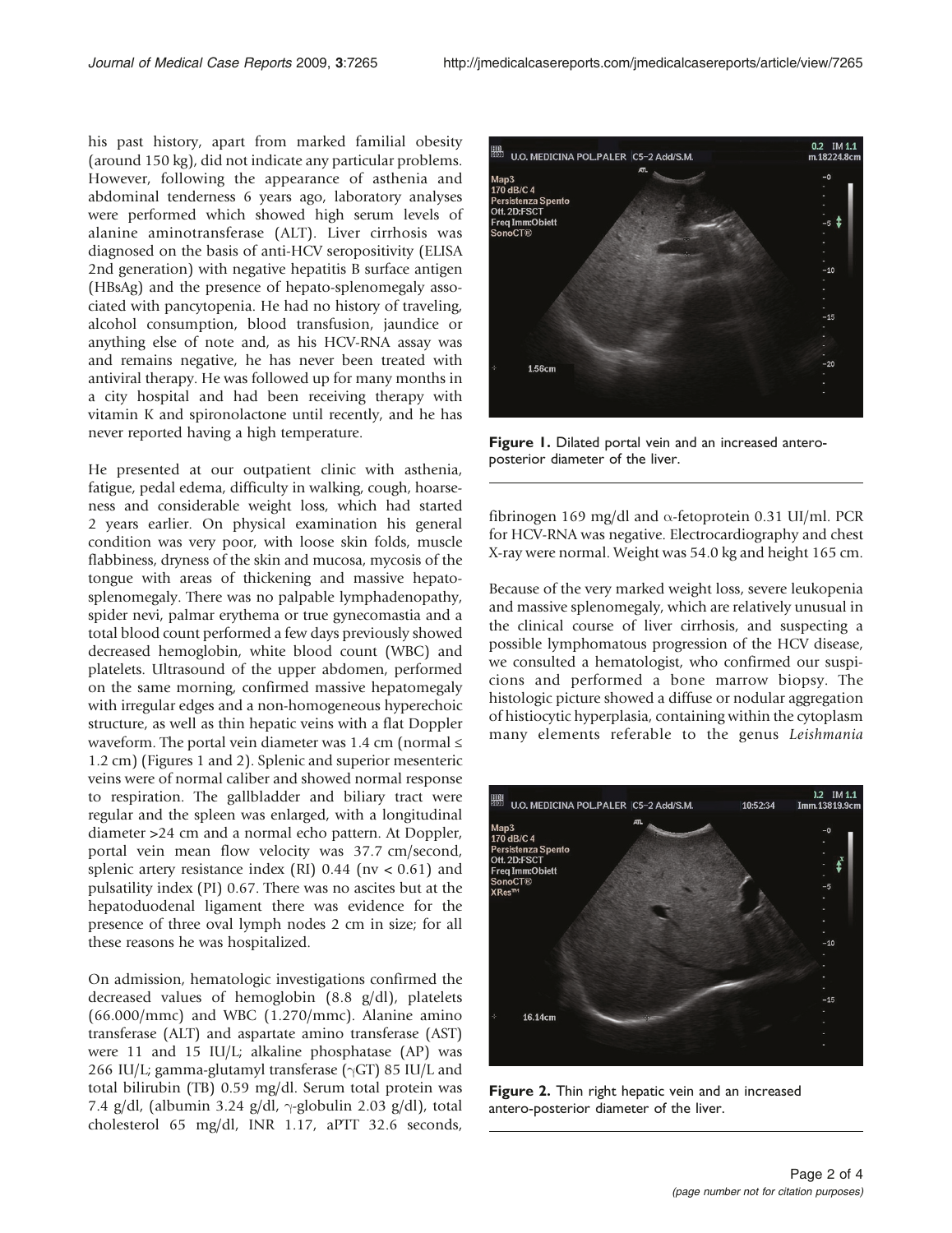his past history, apart from marked familial obesity (around 150 kg), did not indicate any particular problems. However, following the appearance of asthenia and abdominal tenderness 6 years ago, laboratory analyses were performed which showed high serum levels of alanine aminotransferase (ALT). Liver cirrhosis was diagnosed on the basis of anti-HCV seropositivity (ELISA 2nd generation) with negative hepatitis B surface antigen (HBsAg) and the presence of hepato-splenomegaly associated with pancytopenia. He had no history of traveling, alcohol consumption, blood transfusion, jaundice or anything else of note and, as his HCV-RNA assay was and remains negative, he has never been treated with antiviral therapy. He was followed up for many months in a city hospital and had been receiving therapy with vitamin K and spironolactone until recently, and he has never reported having a high temperature.

He presented at our outpatient clinic with asthenia, fatigue, pedal edema, difficulty in walking, cough, hoarseness and considerable weight loss, which had started 2 years earlier. On physical examination his general condition was very poor, with loose skin folds, muscle flabbiness, dryness of the skin and mucosa, mycosis of the tongue with areas of thickening and massive hepatosplenomegaly. There was no palpable lymphadenopathy, spider nevi, palmar erythema or true gynecomastia and a total blood count performed a few days previously showed decreased hemoglobin, white blood count (WBC) and platelets. Ultrasound of the upper abdomen, performed on the same morning, confirmed massive hepatomegaly with irregular edges and a non-homogeneous hyperechoic structure, as well as thin hepatic veins with a flat Doppler waveform. The portal vein diameter was 1.4 cm (normal ≤ 1.2 cm) (Figures 1 and 2). Splenic and superior mesenteric veins were of normal caliber and showed normal response to respiration. The gallbladder and biliary tract were regular and the spleen was enlarged, with a longitudinal diameter >24 cm and a normal echo pattern. At Doppler, portal vein mean flow velocity was 37.7 cm/second, splenic artery resistance index (RI) 0.44 (nv < 0.61) and pulsatility index (PI) 0.67. There was no ascites but at the hepatoduodenal ligament there was evidence for the presence of three oval lymph nodes 2 cm in size; for all these reasons he was hospitalized.

On admission, hematologic investigations confirmed the decreased values of hemoglobin (8.8 g/dl), platelets (66.000/mmc) and WBC (1.270/mmc). Alanine amino transferase (ALT) and aspartate amino transferase (AST) were 11 and 15 IU/L; alkaline phosphatase (AP) was 266 IU/L; gamma-glutamyl transferase ($\gamma$GT) 85 IU/L and total bilirubin (TB) 0.59 mg/dl. Serum total protein was 7.4 g/dl, (albumin 3.24 g/dl, $\gamma$-globulin 2.03 g/dl), total cholesterol 65 mg/dl, INR 1.17, aPTT 32.6 seconds, fibrinogen 169 mg/dl and $\alpha$-fetoprotein 0.31 UI/ml. PCR for HCV-RNA was negative. Electrocardiography and chest X-ray were normal. Weight was 54.0 kg and height 165 cm.

Because of the very marked weight loss, severe leukopenia and massive splenomegaly, which are relatively unusual in the clinical course of liver cirrhosis, and suspecting a possible lymphomatous progression of the HCV disease, we consulted a hematologist, who confirmed our suspicions and performed a bone marrow biopsy. The histologic picture showed a diffuse or nodular aggregation of histiocytic hyperplasia, containing within the cytoplasm many elements referable to the genus *Leishmania*

**Figure 1.** Dilated portal vein and an increased antero-posterior diameter of the liver.

**Figure 2.** Thin right hepatic vein and an increased antero-posterior diameter of the liver.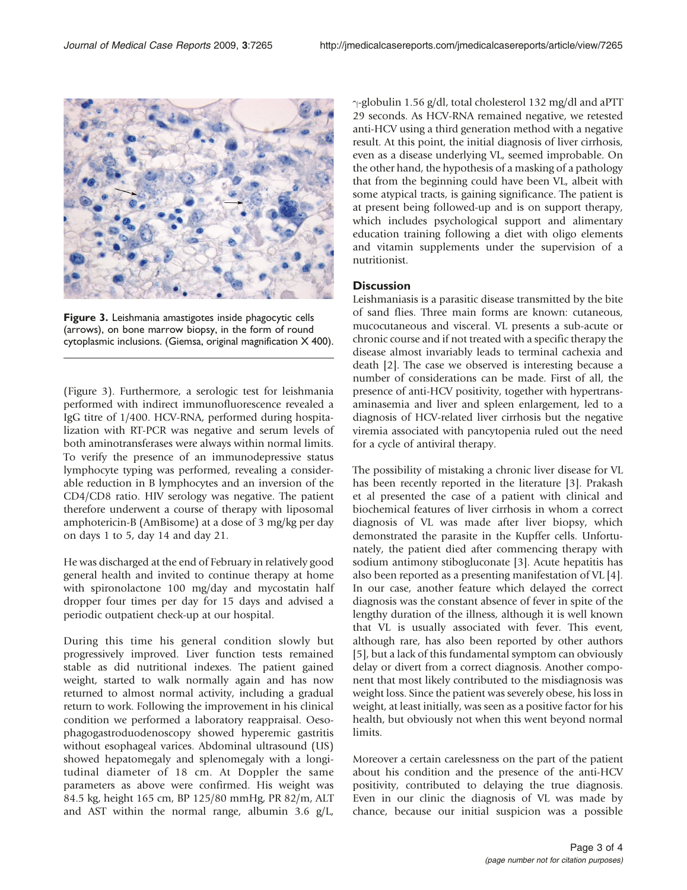Figure 3. Leishmania amastigotes inside phagocytic cells (arrows), on bone marrow biopsy, in the form of round cytoplasmic inclusions. (Giemsa, original magnification X 400).

(Figure 3). Furthermore, a serologic test for leishmania performed with indirect immunofluorescence revealed a IgG titre of 1/400. HCV-RNA, performed during hospitalization with RT-PCR was negative and serum levels of both aminotransferases were always within normal limits. To verify the presence of an immunodepressive status lymphocyte typing was performed, revealing a considerable reduction in B lymphocytes and an inversion of the CD4/CD8 ratio. HIV serology was negative. The patient therefore underwent a course of therapy with liposomal amphotericin-B (AmBisome) at a dose of 3 mg/kg per day on days 1 to 5, day 14 and day 21.

He was discharged at the end of February in relatively good general health and invited to continue therapy at home with spironolactone 100 mg/day and mycostatin half dropper four times per day for 15 days and advised a periodic outpatient check-up at our hospital.

During this time his general condition slowly but progressively improved. Liver function tests remained stable as did nutritional indexes. The patient gained weight, started to walk normally again and has now returned to almost normal activity, including a gradual return to work. Following the improvement in his clinical condition we performed a laboratory reappraisal. Oesophagogastroduodenoscopy showed hyperemic gastritis without esophageal varices. Abdominal ultrasound (US) showed hepatomegaly and splenomegaly with a longitudinal diameter of 18 cm. At Doppler the same parameters as above were confirmed. His weight was 84.5 kg, height 165 cm, BP 125/80 mmHg, PR 82/m, ALT and AST within the normal range, albumin 3.6 g/L, $\gamma$-globulin 1.56 g/dl, total cholesterol 132 mg/dl and aPTT 29 seconds. As HCV-RNA remained negative, we retested anti-HCV using a third generation method with a negative result. At this point, the initial diagnosis of liver cirrhosis, even as a disease underlying VL, seemed improbable. On the other hand, the hypothesis of a masking of a pathology that from the beginning could have been VL, albeit with some atypical tracts, is gaining significance. The patient is at present being followed-up and is on support therapy, which includes psychological support and alimentary education training following a diet with oligo elements and vitamin supplements under the supervision of a nutritionist.

## Discussion

Leishmaniasis is a parasitic disease transmitted by the bite of sand flies. Three main forms are known: cutaneous, mucocutaneous and visceral. VL presents a sub-acute or chronic course and if not treated with a specific therapy the disease almost invariably leads to terminal cachexia and death [2]. The case we observed is interesting because a number of considerations can be made. First of all, the presence of anti-HCV positivity, together with hypertransaminasemia and liver and spleen enlargement, led to a diagnosis of HCV-related liver cirrhosis but the negative viremia associated with pancytopenia ruled out the need for a cycle of antiviral therapy.

The possibility of mistaking a chronic liver disease for VL has been recently reported in the literature [3]. Prakash et al presented the case of a patient with clinical and biochemical features of liver cirrhosis in whom a correct diagnosis of VL was made after liver biopsy, which demonstrated the parasite in the Kupffer cells. Unfortunately, the patient died after commencing therapy with sodium antimony stibogluconate [3]. Acute hepatitis has also been reported as a presenting manifestation of VL [4]. In our case, another feature which delayed the correct diagnosis was the constant absence of fever in spite of the lengthy duration of the illness, although it is well known that VL is usually associated with fever. This event, although rare, has also been reported by other authors [5], but a lack of this fundamental symptom can obviously delay or divert from a correct diagnosis. Another component that most likely contributed to the misdiagnosis was weight loss. Since the patient was severely obese, his loss in weight, at least initially, was seen as a positive factor for his health, but obviously not when this went beyond normal limits.

Moreover a certain carelessness on the part of the patient about his condition and the presence of the anti-HCV positivity, contributed to delaying the true diagnosis. Even in our clinic the diagnosis of VL was made by chance, because our initial suspicion was a possible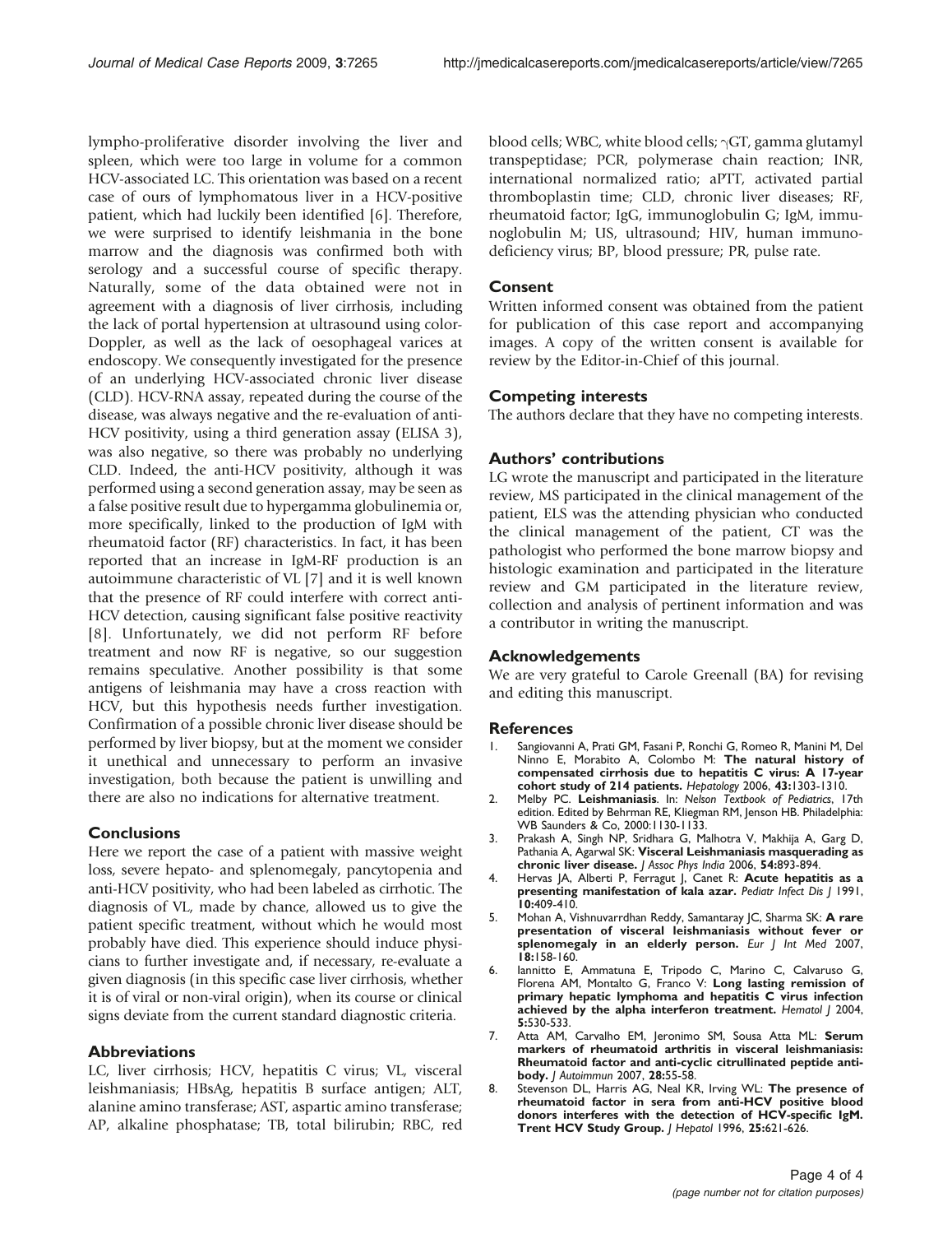lympho-proliferative disorder involving the liver and spleen, which were too large in volume for a common HCV-associated LC. This orientation was based on a recent case of ours of lymphomatous liver in a HCV-positive patient, which had luckily been identified [6]. Therefore, we were surprised to identify leishmania in the bone marrow and the diagnosis was confirmed both with serology and a successful course of specific therapy. Naturally, some of the data obtained were not in agreement with a diagnosis of liver cirrhosis, including the lack of portal hypertension at ultrasound using color-Doppler, as well as the lack of oesophageal varices at endoscopy. We consequently investigated for the presence of an underlying HCV-associated chronic liver disease (CLD). HCV-RNA assay, repeated during the course of the disease, was always negative and the re-evaluation of anti-HCV positivity, using a third generation assay (ELISA 3), was also negative, so there was probably no underlying CLD. Indeed, the anti-HCV positivity, although it was performed using a second generation assay, may be seen as a false positive result due to hypergamma globulinemia or, more specifically, linked to the production of IgM with rheumatoid factor (RF) characteristics. In fact, it has been reported that an increase in IgM-RF production is an autoimmune characteristic of VL [7] and it is well known that the presence of RF could interfere with correct anti-HCV detection, causing significant false positive reactivity [8]. Unfortunately, we did not perform RF before treatment and now RF is negative, so our suggestion remains speculative. Another possibility is that some antigens of leishmania may have a cross reaction with HCV, but this hypothesis needs further investigation. Confirmation of a possible chronic liver disease should be performed by liver biopsy, but at the moment we consider it unethical and unnecessary to perform an invasive investigation, both because the patient is unwilling and there are also no indications for alternative treatment.

## Conclusions

Here we report the case of a patient with massive weight loss, severe hepato- and splenomegaly, pancytopenia and anti-HCV positivity, who had been labeled as cirrhotic. The diagnosis of VL, made by chance, allowed us to give the patient specific treatment, without which he would most probably have died. This experience should induce physicians to further investigate and, if necessary, re-evaluate a given diagnosis (in this specific case liver cirrhosis, whether it is of viral or non-viral origin), when its course or clinical signs deviate from the current standard diagnostic criteria.

## Abbreviations

LC, liver cirrhosis; HCV, hepatitis C virus; VL, visceral leishmaniasis; HBsAg, hepatitis B surface antigen; ALT, alanine amino transferase; AST, aspartic amino transferase; AP, alkaline phosphatase; TB, total bilirubin; RBC, red blood cells; WBC, white blood cells; γGT, gamma glutamyl transpeptidase; PCR, polymerase chain reaction; INR, international normalized ratio; aPTT, activated partial thromboplastin time; CLD, chronic liver diseases; RF, rheumatoid factor; IgG, immunoglobulin G; IgM, immunoglobulin M; US, ultrasound; HIV, human immunodeficiency virus; BP, blood pressure; PR, pulse rate.

## Consent

Written informed consent was obtained from the patient for publication of this case report and accompanying images. A copy of the written consent is available for review by the Editor-in-Chief of this journal.

## Competing interests

The authors declare that they have no competing interests.

## Authors' contributions

LG wrote the manuscript and participated in the literature review, MS participated in the clinical management of the patient, ELS was the attending physician who conducted the clinical management of the patient, CT was the pathologist who performed the bone marrow biopsy and histologic examination and participated in the literature review and GM participated in the literature review, collection and analysis of pertinent information and was a contributor in writing the manuscript.

## Acknowledgements

We are very grateful to Carole Greenall (BA) for revising and editing this manuscript.

## References

1. Sangiovanni A, Prati GM, Fasani P, Ronchi G, Romeo R, Manini M, Del Ninno E, Morabito A, Colombo M: **The natural history of compensated cirrhosis due to hepatitis C virus: A 17-year cohort study of 214 patients.** *Hepatology* 2006, **43:**1303-1310.
2. Melby PC. **Leishmaniasis**. In: *Nelson Textbook of Pediatrics*, 17th edition. Edited by Behrman RE, Kliegman RM, Jenson HB. Philadelphia: WB Saunders & Co, 2000:1130-1133.
3. Prakash A, Singh NP, Sridhara G, Malhotra V, Makhija A, Garg D, Pathania A, Agarwal SK: **Visceral Leishmaniasis masquerading as chronic liver disease.** *J Assoc Phys India* 2006, **54:**893-894.
4. Hervas JA, Alberti P, Ferragut J, Canet R: **Acute hepatitis as a presenting manifestation of kala azar.** *Pediatr Infect Dis J* 1991, **10:**409-410.
5. Mohan A, Vishnuvarrdhan Reddy, Samantaray JC, Sharma SK: **A rare presentation of visceral leishmaniasis without fever or splenomegaly in an elderly person.** *Eur J Int Med* 2007, **18:**158-160.
6. Iannitto E, Ammatuna E, Tripodo C, Marino C, Calvaruso G, Florena AM, Montalto G, Franco V: **Long lasting remission of primary hepatic lymphoma and hepatitis C virus infection achieved by the alpha interferon treatment.** *Hematol J* 2004, **5:**530-533.
7. Atta AM, Carvalho EM, Jeronimo SM, Sousa Atta ML: **Serum markers of rheumatoid arthritis in visceral leishmaniasis: Rheumatoid factor and anti-cyclic citrullinated peptide antibody.** *J Autoimmun* 2007, **28:**55-58.
8. Stevenson DL, Harris AG, Neal KR, Irving WL: **The presence of rheumatoid factor in sera from anti-HCV positive blood donors interferes with the detection of HCV-specific IgM. Trent HCV Study Group.** *J Hepatol* 1996, **25:**621-626.